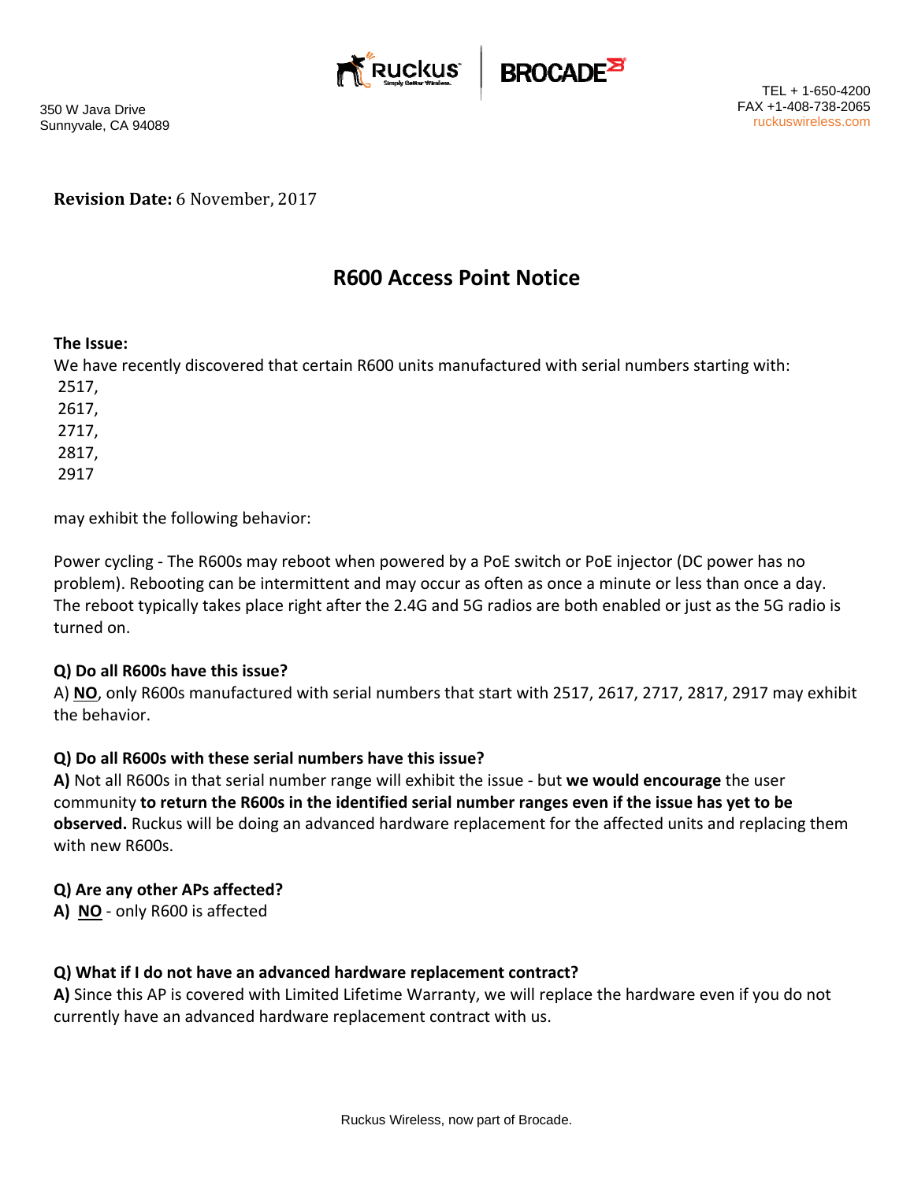350 W Java Drive
Sunnyvale, CA 94089

TEL + 1-650-4200
FAX +1-408-738-2065
ruckuswireless.com

**Revision Date:** 6 November, 2017

# R600 Access Point Notice

**The Issue:**

We have recently discovered that certain R600 units manufactured with serial numbers starting with:
2517,
2617,
2717,
2817,
2917

may exhibit the following behavior:

Power cycling - The R600s may reboot when powered by a PoE switch or PoE injector (DC power has no problem). Rebooting can be intermittent and may occur as often as once a minute or less than once a day. The reboot typically takes place right after the 2.4G and 5G radios are both enabled or just as the 5G radio is turned on.

### Q) Do all R600s have this issue?

A) **NO**, only R600s manufactured with serial numbers that start with 2517, 2617, 2717, 2817, 2917 may exhibit the behavior.

### Q) Do all R600s with these serial numbers have this issue?

**A)** Not all R600s in that serial number range will exhibit the issue - but **we would encourage** the user community **to return the R600s in the identified serial number ranges even if the issue has yet to be observed.** Ruckus will be doing an advanced hardware replacement for the affected units and replacing them with new R600s.

### Q) Are any other APs affected?

**A)** **NO** - only R600 is affected

### Q) What if I do not have an advanced hardware replacement contract?

**A)** Since this AP is covered with Limited Lifetime Warranty, we will replace the hardware even if you do not currently have an advanced hardware replacement contract with us.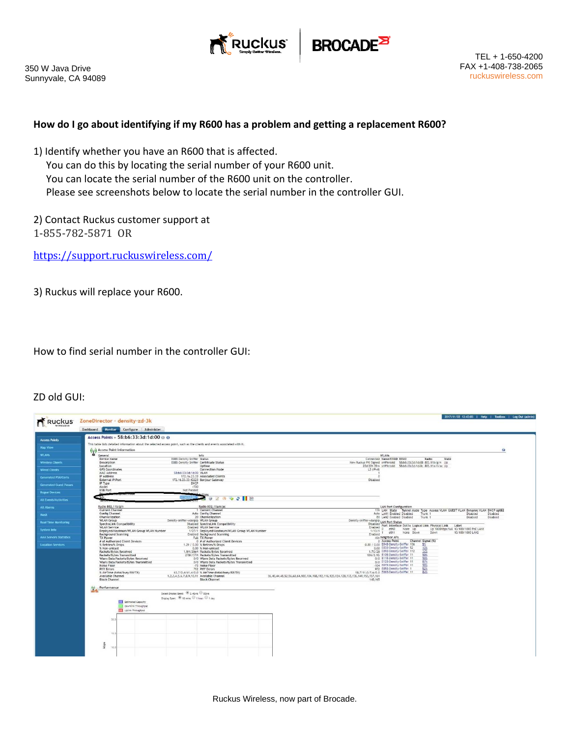350 W Java Drive
Sunnyvale, CA 94089

TEL + 1-650-4200
FAX +1-408-738-2065
ruckuswireless.com

**How do I go about identifying if my R600 has a problem and getting a replacement R600?**

1) Identify whether you have an R600 that is affected.
   You can do this by locating the serial number of your R600 unit.
   You can locate the serial number of the R600 unit on the controller.
   Please see screenshots below to locate the serial number in the controller GUI.

2) Contact Ruckus customer support at
1-855-782-5871 OR

[https://support.ruckuswireless.com/](https://support.ruckuswireless.com/)

3) Ruckus will replace your R600.

How to find serial number in the controller GUI:

ZD old GUI:

Ruckus Wireless, now part of Brocade.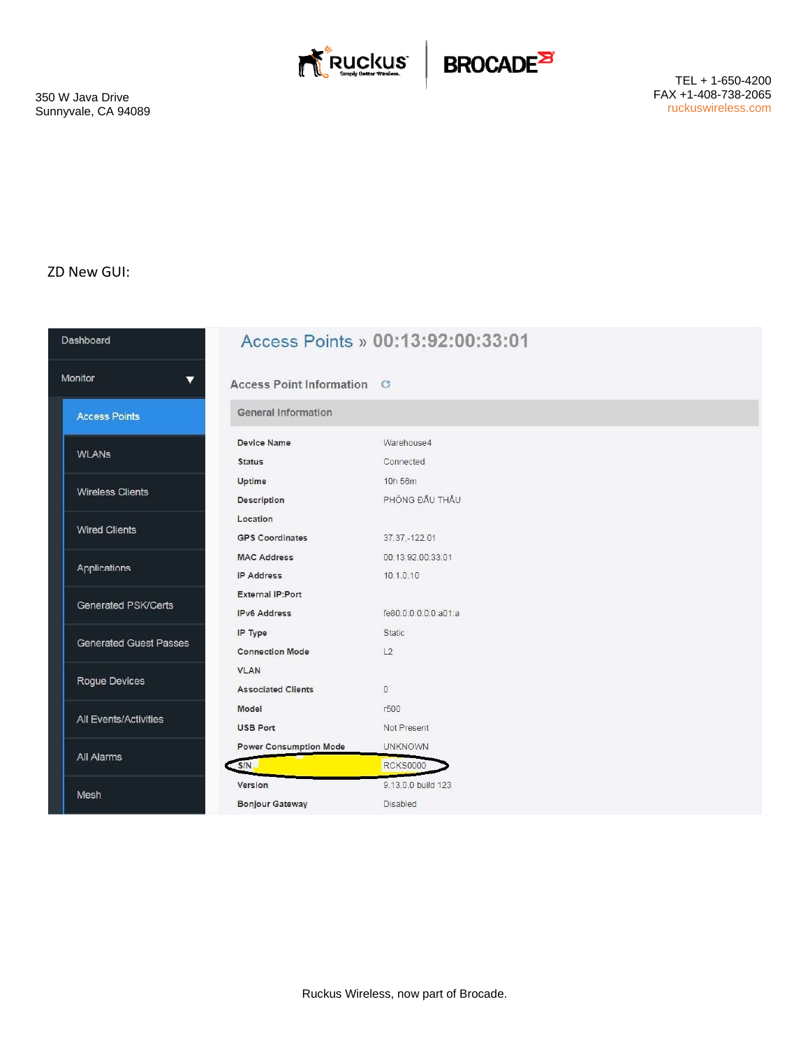350 W Java Drive
Sunnyvale, CA 94089

TEL + 1-650-4200
FAX +1-408-738-2065
ruckuswireless.com

ZD New GUI:

Dashboard
Monitor
- Access Points
- WLANs
- Wireless Clients
- Wired Clients
- Applications
- Generated PSK/Certs
- Generated Guest Passes
- Rogue Devices
- All Events/Activities
- All Alarms
- Mesh

## Access Points » 00:13:92:00:33:01

### Access Point Information

**General Information**

| | |
|---|---|
| Device Name | Warehouse4 |
| Status | Connected |
| Uptime | 10h 56m |
| Description | PHÒNG ĐẤU THẦU |
| Location | |
| GPS Coordinates | 37.37,-122.01 |
| MAC Address | 00:13:92:00:33:01 |
| IP Address | 10.1.0.10 |
| External IP:Port | |
| IPv6 Address | fe80:0:0:0:0:0:a01:a |
| IP Type | Static |
| Connection Mode | L2 |
| VLAN | |
| Associated Clients | 0 |
| Model | r500 |
| USB Port | Not Present |
| Power Consumption Mode | UNKNOWN |
| S/N | RCKS0000 |
| Version | 9.13.0.0 build 123 |
| Bonjour Gateway | Disabled |

Ruckus Wireless, now part of Brocade.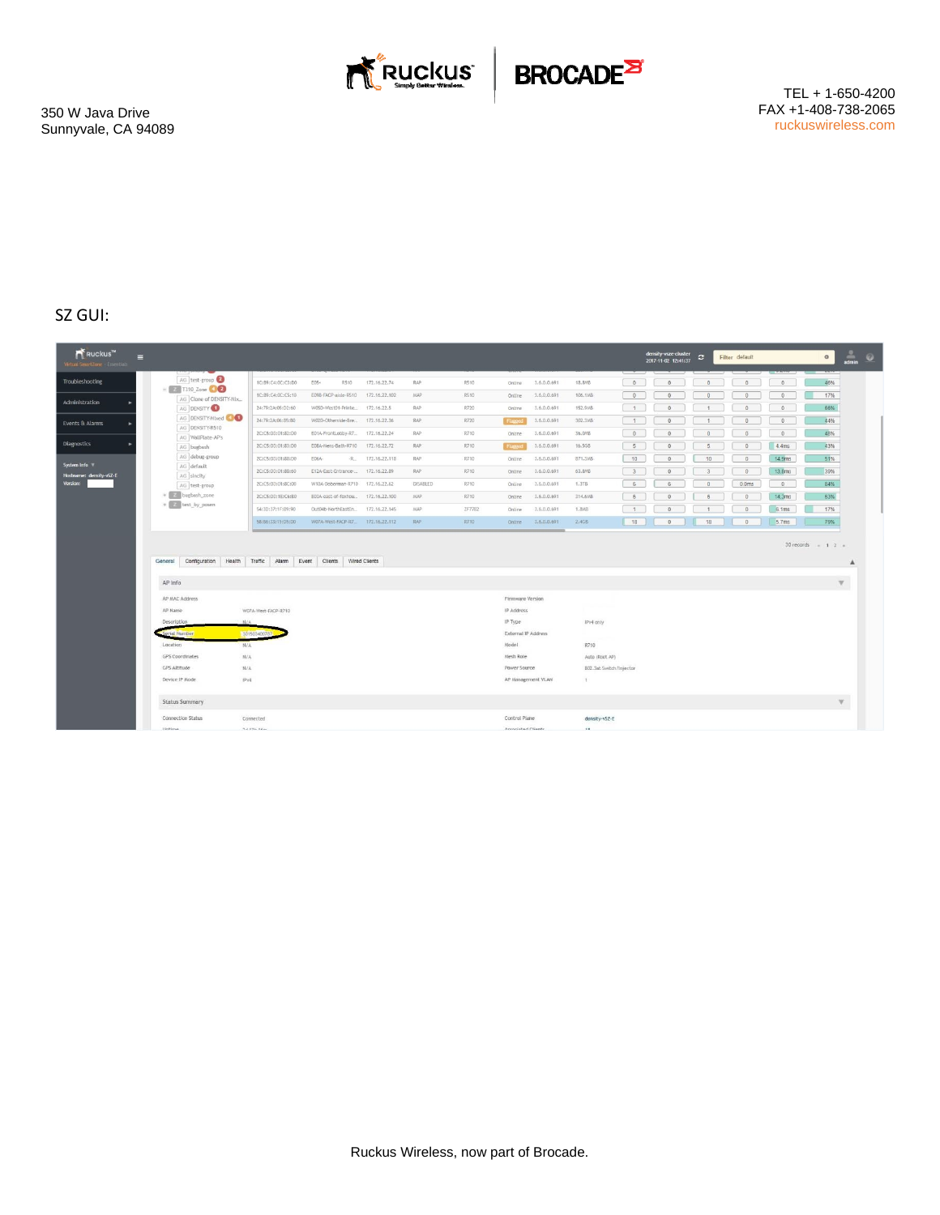350 W Java Drive
Sunnyvale, CA 94089

TEL + 1-650-4200
FAX +1-408-738-2065
ruckuswireless.com

SZ GUI:

Ruckus Wireless, now part of Brocade.